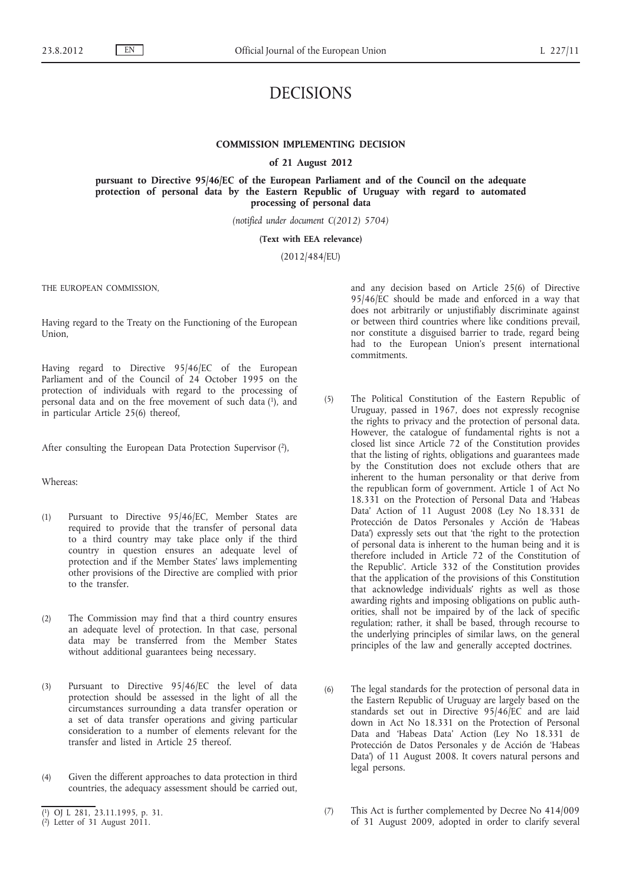# DECISIONS

## COMMISSION IMPLEMENTING DECISION

### of 21 August 2012

### pursuant to Directive 95/46/EC of the European Parliament and of the Council on the adequate protection of personal data by the Eastern Republic of Uruguay with regard to automated processing of personal data

*(notified under document C(2012) 5704)*

**(Text with EEA relevance)**

(2012/484/EU)

THE EUROPEAN COMMISSION,

Having regard to the Treaty on the Functioning of the European Union,

Having regard to Directive 95/46/EC of the European Parliament and of the Council of 24 October 1995 on the protection of individuals with regard to the processing of personal data and on the free movement of such data [1], and in particular Article 25(6) thereof,

After consulting the European Data Protection Supervisor [2],

Whereas:

(1) Pursuant to Directive 95/46/EC, Member States are required to provide that the transfer of personal data to a third country may take place only if the third country in question ensures an adequate level of protection and if the Member States' laws implementing other provisions of the Directive are complied with prior to the transfer.

(2) The Commission may find that a third country ensures an adequate level of protection. In that case, personal data may be transferred from the Member States without additional guarantees being necessary.

(3) Pursuant to Directive 95/46/EC the level of data protection should be assessed in the light of all the circumstances surrounding a data transfer operation or a set of data transfer operations and giving particular consideration to a number of elements relevant for the transfer and listed in Article 25 thereof.

(4) Given the different approaches to data protection in third countries, the adequacy assessment should be carried out, and any decision based on Article 25(6) of Directive 95/46/EC should be made and enforced in a way that does not arbitrarily or unjustifiably discriminate against or between third countries where like conditions prevail, nor constitute a disguised barrier to trade, regard being had to the European Union's present international commitments.

(5) The Political Constitution of the Eastern Republic of Uruguay, passed in 1967, does not expressly recognise the rights to privacy and the protection of personal data. However, the catalogue of fundamental rights is not a closed list since Article 72 of the Constitution provides that the listing of rights, obligations and guarantees made by the Constitution does not exclude others that are inherent to the human personality or that derive from the republican form of government. Article 1 of Act No 18.331 on the Protection of Personal Data and 'Habeas Data' Action of 11 August 2008 (Ley No 18.331 de Protección de Datos Personales y Acción de 'Habeas Data') expressly sets out that 'the right to the protection of personal data is inherent to the human being and it is therefore included in Article 72 of the Constitution of the Republic'. Article 332 of the Constitution provides that the application of the provisions of this Constitution that acknowledge individuals' rights as well as those awarding rights and imposing obligations on public authorities, shall not be impaired by of the lack of specific regulation; rather, it shall be based, through recourse to the underlying principles of similar laws, on the general principles of the law and generally accepted doctrines.

(6) The legal standards for the protection of personal data in the Eastern Republic of Uruguay are largely based on the standards set out in Directive 95/46/EC and are laid down in Act No 18.331 on the Protection of Personal Data and 'Habeas Data' Action (Ley No 18.331 de Protección de Datos Personales y de Acción de 'Habeas Data') of 11 August 2008. It covers natural persons and legal persons.

(7) This Act is further complemented by Decree No 414/009 of 31 August 2009, adopted in order to clarify several

[1] OJ L 281, 23.11.1995, p. 31.

[2] Letter of 31 August 2011.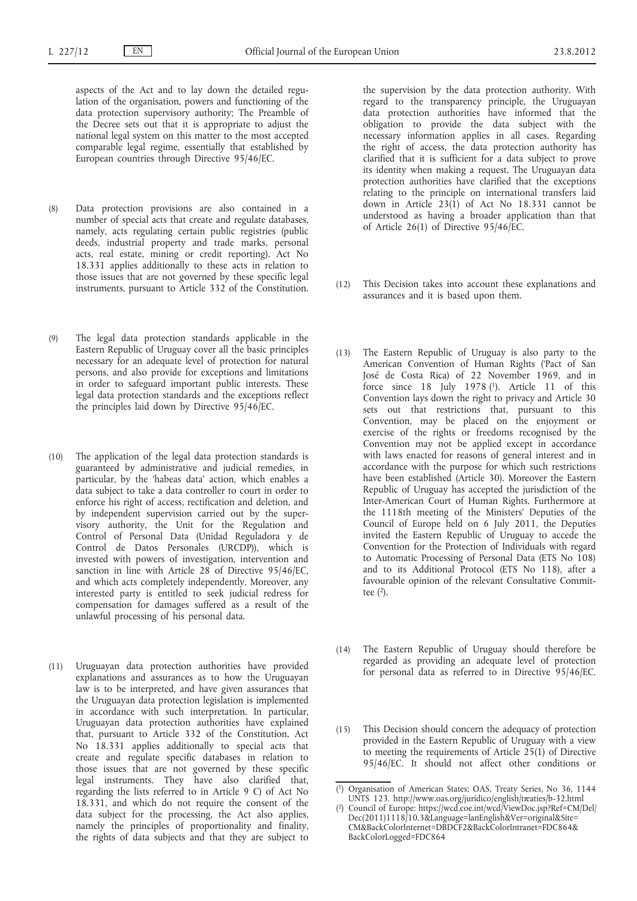aspects of the Act and to lay down the detailed regulation of the organisation, powers and functioning of the data protection supervisory authority; The Preamble of the Decree sets out that it is appropriate to adjust the national legal system on this matter to the most accepted comparable legal regime, essentially that established by European countries through Directive 95/46/EC.

(8) Data protection provisions are also contained in a number of special acts that create and regulate databases, namely, acts regulating certain public registries (public deeds, industrial property and trade marks, personal acts, real estate, mining or credit reporting). Act No 18.331 applies additionally to these acts in relation to those issues that are not governed by these specific legal instruments, pursuant to Article 332 of the Constitution.

(9) The legal data protection standards applicable in the Eastern Republic of Uruguay cover all the basic principles necessary for an adequate level of protection for natural persons, and also provide for exceptions and limitations in order to safeguard important public interests. These legal data protection standards and the exceptions reflect the principles laid down by Directive 95/46/EC.

(10) The application of the legal data protection standards is guaranteed by administrative and judicial remedies, in particular, by the 'habeas data' action, which enables a data subject to take a data controller to court in order to enforce his right of access, rectification and deletion, and by independent supervision carried out by the supervisory authority, the Unit for the Regulation and Control of Personal Data (Unidad Reguladora y de Control de Datos Personales (URCDP)), which is invested with powers of investigation, intervention and sanction in line with Article 28 of Directive 95/46/EC, and which acts completely independently. Moreover, any interested party is entitled to seek judicial redress for compensation for damages suffered as a result of the unlawful processing of his personal data.

(11) Uruguayan data protection authorities have provided explanations and assurances as to how the Uruguayan law is to be interpreted, and have given assurances that the Uruguayan data protection legislation is implemented in accordance with such interpretation. In particular, Uruguayan data protection authorities have explained that, pursuant to Article 332 of the Constitution, Act No 18.331 applies additionally to special acts that create and regulate specific databases in relation to those issues that are not governed by these specific legal instruments. They have also clarified that, regarding the lists referred to in Article 9 C) of Act No 18.331, and which do not require the consent of the data subject for the processing, the Act also applies, namely the principles of proportionality and finality, the rights of data subjects and that they are subject to the supervision by the data protection authority. With regard to the transparency principle, the Uruguayan data protection authorities have informed that the obligation to provide the data subject with the necessary information applies in all cases. Regarding the right of access, the data protection authority has clarified that it is sufficient for a data subject to prove its identity when making a request. The Uruguayan data protection authorities have clarified that the exceptions relating to the principle on international transfers laid down in Article 23(1) of Act No 18.331 cannot be understood as having a broader application than that of Article 26(1) of Directive 95/46/EC.

(12) This Decision takes into account these explanations and assurances and it is based upon them.

(13) The Eastern Republic of Uruguay is also party to the American Convention of Human Rights ('Pact of San José de Costa Rica) of 22 November 1969, and in force since 18 July 1978 [1]. Article 11 of this Convention lays down the right to privacy and Article 30 sets out that restrictions that, pursuant to this Convention, may be placed on the enjoyment or exercise of the rights or freedoms recognised by the Convention may not be applied except in accordance with laws enacted for reasons of general interest and in accordance with the purpose for which such restrictions have been established (Article 30). Moreover the Eastern Republic of Uruguay has accepted the jurisdiction of the Inter-American Court of Human Rights. Furthermore at the 1118th meeting of the Ministers' Deputies of the Council of Europe held on 6 July 2011, the Deputies invited the Eastern Republic of Uruguay to accede the Convention for the Protection of Individuals with regard to Automatic Processing of Personal Data (ETS No 108) and to its Additional Protocol (ETS No 118), after a favourable opinion of the relevant Consultative Committee [2].

(14) The Eastern Republic of Uruguay should therefore be regarded as providing an adequate level of protection for personal data as referred to in Directive 95/46/EC.

(15) This Decision should concern the adequacy of protection provided in the Eastern Republic of Uruguay with a view to meeting the requirements of Article 25(1) of Directive 95/46/EC. It should not affect other conditions or

---

[1] Organisation of American States; OAS, Treaty Series, No 36, 1144 UNTS 123. http://www.oas.org/juridico/english/treaties/b-32.html

[2] Council of Europe: https://wcd.coe.int/wcd/ViewDoc.jsp?Ref=CM/Del/Dec(2011)1118/10.3&Language=lanEnglish&Ver=original&Site=CM&BackColorInternet=DBDCF2&BackColorIntranet=FDC864&BackColorLogged=FDC864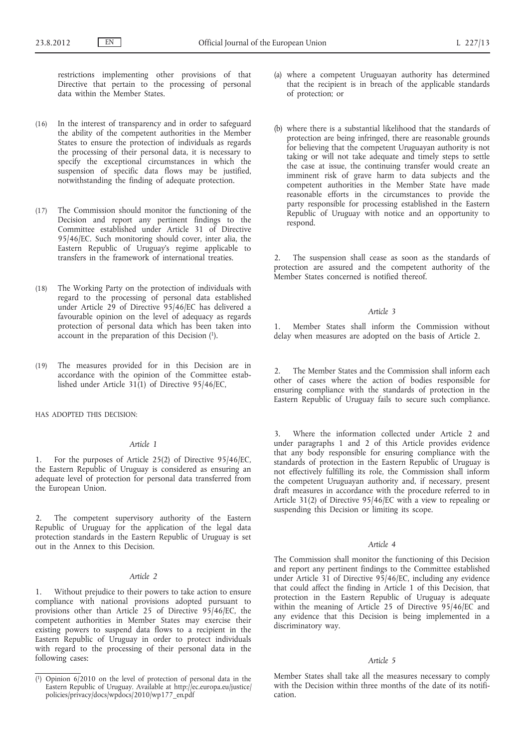restrictions implementing other provisions of that Directive that pertain to the processing of personal data within the Member States.

(16) In the interest of transparency and in order to safeguard the ability of the competent authorities in the Member States to ensure the protection of individuals as regards the processing of their personal data, it is necessary to specify the exceptional circumstances in which the suspension of specific data flows may be justified, notwithstanding the finding of adequate protection.

(17) The Commission should monitor the functioning of the Decision and report any pertinent findings to the Committee established under Article 31 of Directive 95/46/EC. Such monitoring should cover, inter alia, the Eastern Republic of Uruguay's regime applicable to transfers in the framework of international treaties.

(18) The Working Party on the protection of individuals with regard to the processing of personal data established under Article 29 of Directive 95/46/EC has delivered a favourable opinion on the level of adequacy as regards protection of personal data which has been taken into account in the preparation of this Decision [1].

(19) The measures provided for in this Decision are in accordance with the opinion of the Committee established under Article 31(1) of Directive 95/46/EC,

HAS ADOPTED THIS DECISION:

*Article 1*

1. For the purposes of Article 25(2) of Directive 95/46/EC, the Eastern Republic of Uruguay is considered as ensuring an adequate level of protection for personal data transferred from the European Union.

2. The competent supervisory authority of the Eastern Republic of Uruguay for the application of the legal data protection standards in the Eastern Republic of Uruguay is set out in the Annex to this Decision.

*Article 2*

1. Without prejudice to their powers to take action to ensure compliance with national provisions adopted pursuant to provisions other than Article 25 of Directive 95/46/EC, the competent authorities in Member States may exercise their existing powers to suspend data flows to a recipient in the Eastern Republic of Uruguay in order to protect individuals with regard to the processing of their personal data in the following cases:

(a) where a competent Uruguayan authority has determined that the recipient is in breach of the applicable standards of protection; or

(b) where there is a substantial likelihood that the standards of protection are being infringed, there are reasonable grounds for believing that the competent Uruguayan authority is not taking or will not take adequate and timely steps to settle the case at issue, the continuing transfer would create an imminent risk of grave harm to data subjects and the competent authorities in the Member State have made reasonable efforts in the circumstances to provide the party responsible for processing established in the Eastern Republic of Uruguay with notice and an opportunity to respond.

2. The suspension shall cease as soon as the standards of protection are assured and the competent authority of the Member States concerned is notified thereof.

*Article 3*

1. Member States shall inform the Commission without delay when measures are adopted on the basis of Article 2.

2. The Member States and the Commission shall inform each other of cases where the action of bodies responsible for ensuring compliance with the standards of protection in the Eastern Republic of Uruguay fails to secure such compliance.

3. Where the information collected under Article 2 and under paragraphs 1 and 2 of this Article provides evidence that any body responsible for ensuring compliance with the standards of protection in the Eastern Republic of Uruguay is not effectively fulfilling its role, the Commission shall inform the competent Uruguayan authority and, if necessary, present draft measures in accordance with the procedure referred to in Article 31(2) of Directive 95/46/EC with a view to repealing or suspending this Decision or limiting its scope.

*Article 4*

The Commission shall monitor the functioning of this Decision and report any pertinent findings to the Committee established under Article 31 of Directive 95/46/EC, including any evidence that could affect the finding in Article 1 of this Decision, that protection in the Eastern Republic of Uruguay is adequate within the meaning of Article 25 of Directive 95/46/EC and any evidence that this Decision is being implemented in a discriminatory way.

*Article 5*

Member States shall take all the measures necessary to comply with the Decision within three months of the date of its notification.

---

[1] Opinion 6/2010 on the level of protection of personal data in the Eastern Republic of Uruguay. Available at http://ec.europa.eu/justice/policies/privacy/docs/wpdocs/2010/wp177_en.pdf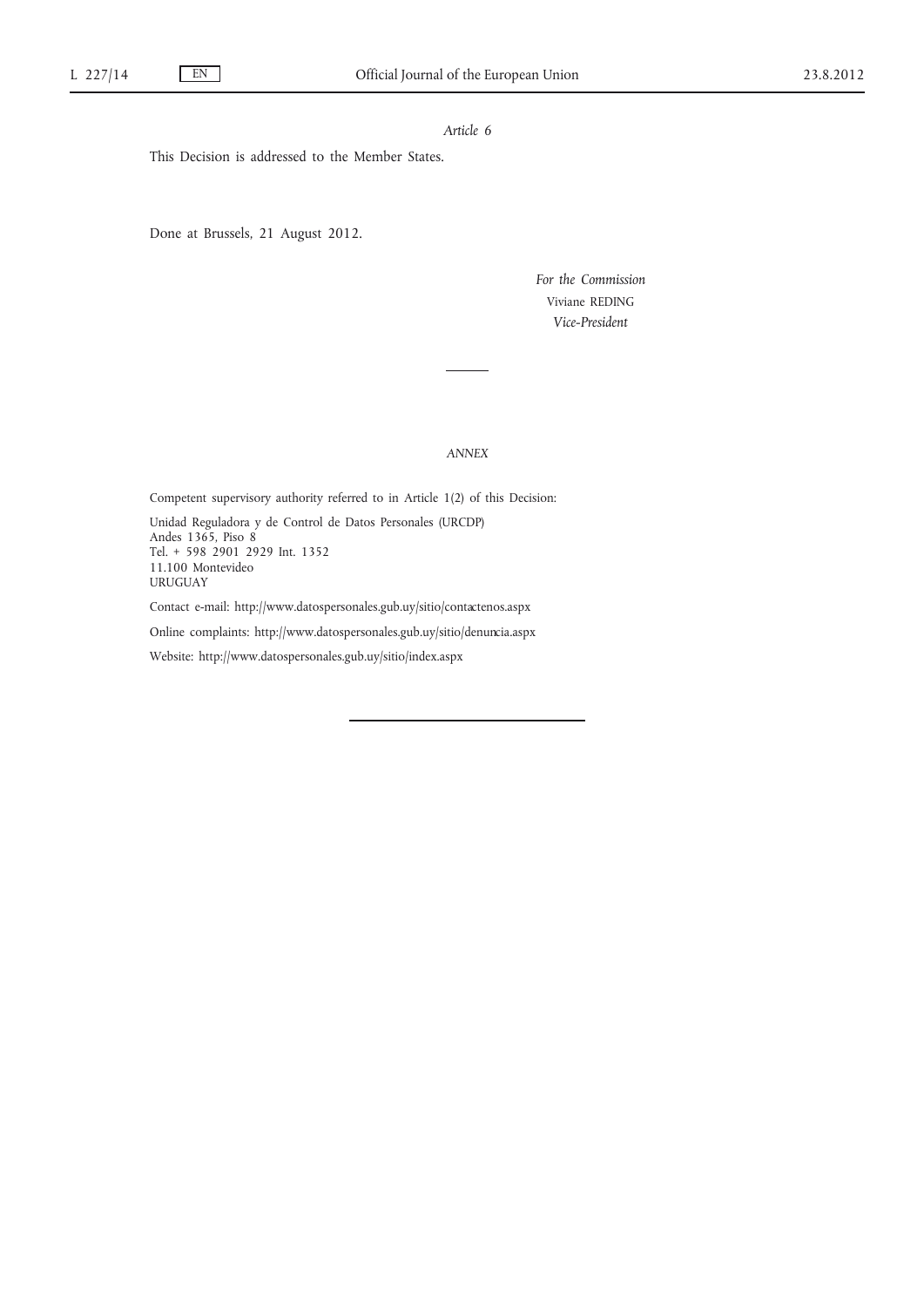*Article 6*

This Decision is addressed to the Member States.

Done at Brussels, 21 August 2012.

*For the Commission*

Viviane REDING

*Vice-President*

---

*ANNEX*

Competent supervisory authority referred to in Article 1(2) of this Decision:

Unidad Reguladora y de Control de Datos Personales (URCDP)
Andes 1365, Piso 8
Tel. + 598 2901 2929 Int. 1352
11.100 Montevideo
URUGUAY

Contact e-mail: http://www.datospersonales.gub.uy/sitio/contactenos.aspx

Online complaints: http://www.datospersonales.gub.uy/sitio/denuncia.aspx

Website: http://www.datospersonales.gub.uy/sitio/index.aspx